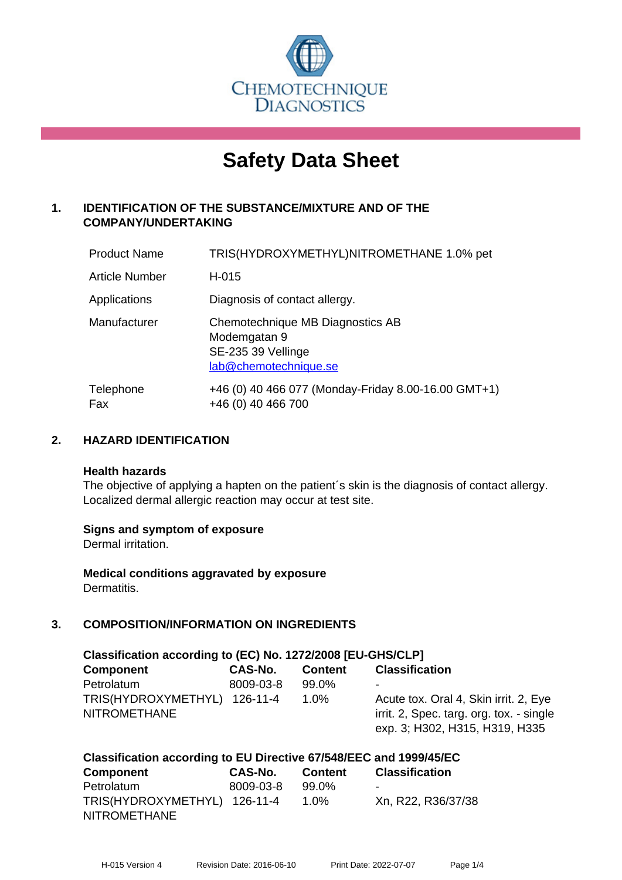CHEMOTECHNIQUE DIAGNOSTICS

# Safety Data Sheet

## 1. IDENTIFICATION OF THE SUBSTANCE/MIXTURE AND OF THE COMPANY/UNDERTAKING

| | |
|---|---|
| Product Name | TRIS(HYDROXYMETHYL)NITROMETHANE 1.0% pet |
| Article Number | H-015 |
| Applications | Diagnosis of contact allergy. |
| Manufacturer | Chemotechnique MB Diagnostics AB<br>Modemgatan 9<br>SE-235 39 Vellinge<br>lab@chemotechnique.se |
| Telephone<br>Fax | +46 (0) 40 466 077 (Monday-Friday 8.00-16.00 GMT+1)<br>+46 (0) 40 466 700 |

## 2. HAZARD IDENTIFICATION

**Health hazards**
The objective of applying a hapten on the patient´s skin is the diagnosis of contact allergy. Localized dermal allergic reaction may occur at test site.

**Signs and symptom of exposure**
Dermal irritation.

**Medical conditions aggravated by exposure**
Dermatitis.

## 3. COMPOSITION/INFORMATION ON INGREDIENTS

**Classification according to (EC) No. 1272/2008 [EU-GHS/CLP]**

| Component | CAS-No. | Content | Classification |
|---|---|---|---|
| Petrolatum | 8009-03-8 | 99.0% | - |
| TRIS(HYDROXYMETHYL) NITROMETHANE | 126-11-4 | 1.0% | Acute tox. Oral 4, Skin irrit. 2, Eye irrit. 2, Spec. targ. org. tox. - single exp. 3; H302, H315, H319, H335 |

**Classification according to EU Directive 67/548/EEC and 1999/45/EC**

| Component | CAS-No. | Content | Classification |
|---|---|---|---|
| Petrolatum | 8009-03-8 | 99.0% | - |
| TRIS(HYDROXYMETHYL) NITROMETHANE | 126-11-4 | 1.0% | Xn, R22, R36/37/38 |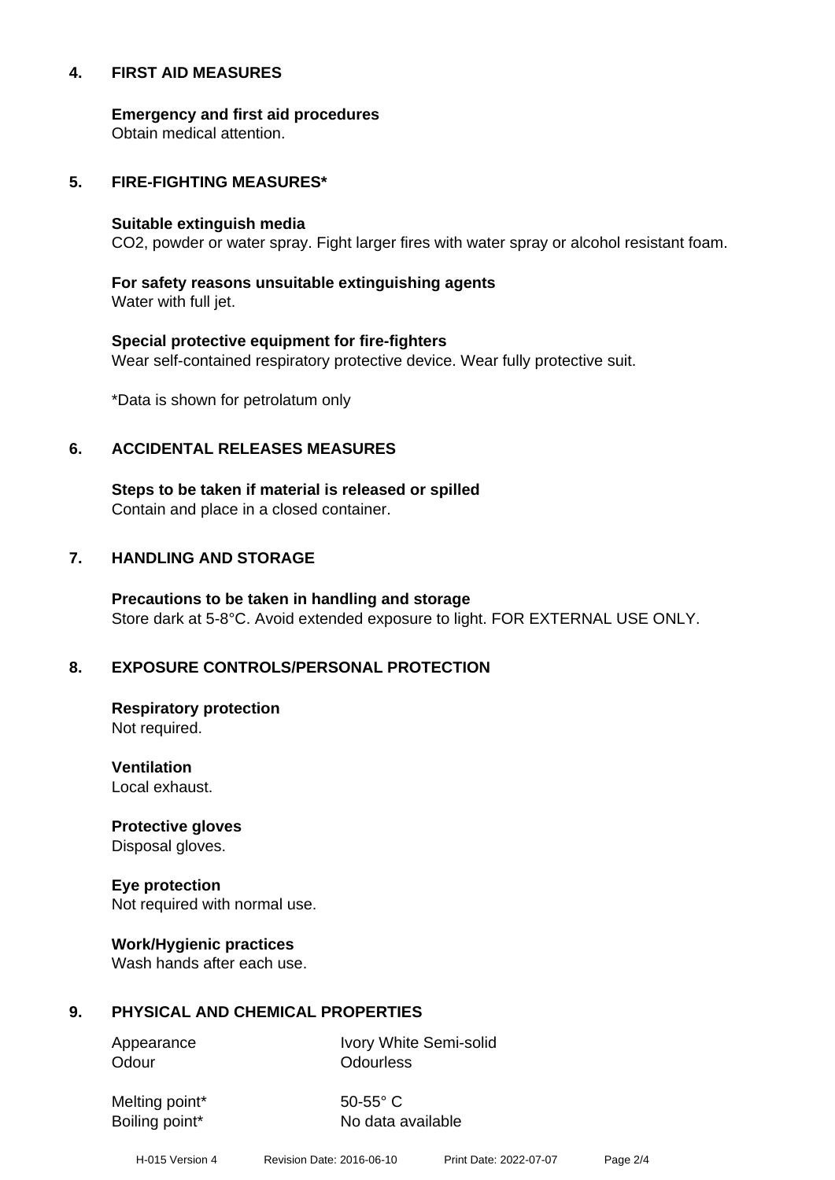## 4. FIRST AID MEASURES

**Emergency and first aid procedures**
Obtain medical attention.

## 5. FIRE-FIGHTING MEASURES*

**Suitable extinguish media**
$CO_2$, powder or water spray. Fight larger fires with water spray or alcohol resistant foam.

**For safety reasons unsuitable extinguishing agents**
Water with full jet.

**Special protective equipment for fire-fighters**
Wear self-contained respiratory protective device. Wear fully protective suit.

*Data is shown for petrolatum only

## 6. ACCIDENTAL RELEASES MEASURES

**Steps to be taken if material is released or spilled**
Contain and place in a closed container.

## 7. HANDLING AND STORAGE

**Precautions to be taken in handling and storage**
Store dark at 5-8°C. Avoid extended exposure to light. FOR EXTERNAL USE ONLY.

## 8. EXPOSURE CONTROLS/PERSONAL PROTECTION

**Respiratory protection**
Not required.

**Ventilation**
Local exhaust.

**Protective gloves**
Disposal gloves.

**Eye protection**
Not required with normal use.

**Work/Hygienic practices**
Wash hands after each use.

## 9. PHYSICAL AND CHEMICAL PROPERTIES

| | |
|---|---|
| Appearance | Ivory White Semi-solid |
| Odour | Odourless |
| Melting point* | 50-55° C |
| Boiling point* | No data available |

H-015 Version 4 Revision Date: 2016-06-10 Print Date: 2022-07-07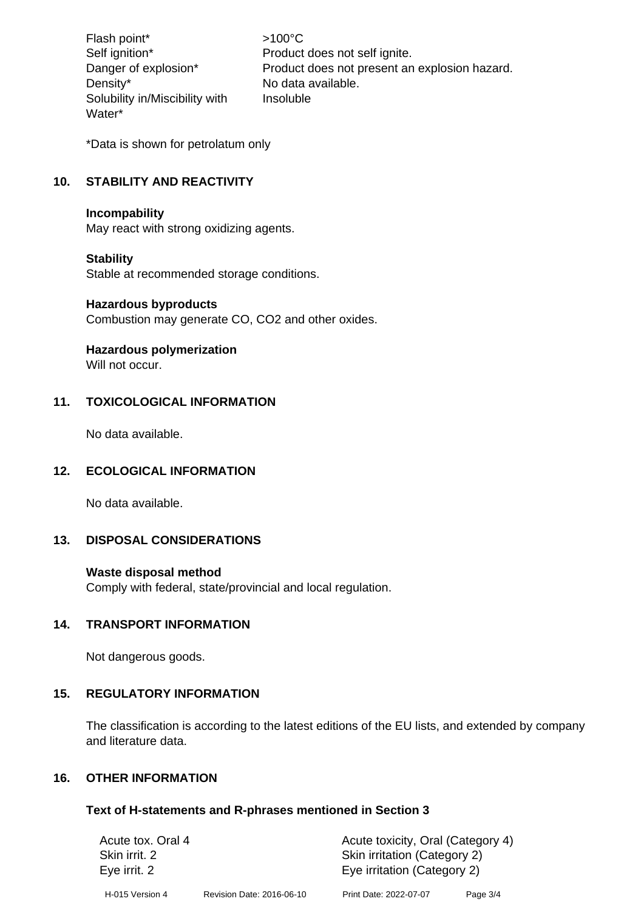| | |
|---|---|
| Flash point* | >100°C |
| Self ignition* | Product does not self ignite. |
| Danger of explosion* | Product does not present an explosion hazard. |
| Density* | No data available. |
| Solubility in/Miscibility with Water* | Insoluble |

*Data is shown for petrolatum only

## 10. STABILITY AND REACTIVITY

**Incompability**
May react with strong oxidizing agents.

**Stability**
Stable at recommended storage conditions.

**Hazardous byproducts**
Combustion may generate CO, $CO_2$ and other oxides.

**Hazardous polymerization**
Will not occur.

## 11. TOXICOLOGICAL INFORMATION

No data available.

## 12. ECOLOGICAL INFORMATION

No data available.

## 13. DISPOSAL CONSIDERATIONS

**Waste disposal method**
Comply with federal, state/provincial and local regulation.

## 14. TRANSPORT INFORMATION

Not dangerous goods.

## 15. REGULATORY INFORMATION

The classification is according to the latest editions of the EU lists, and extended by company and literature data.

## 16. OTHER INFORMATION

**Text of H-statements and R-phrases mentioned in Section 3**

| | |
|---|---|
| Acute tox. Oral 4 | Acute toxicity, Oral (Category 4) |
| Skin irrit. 2 | Skin irritation (Category 2) |
| Eye irrit. 2 | Eye irritation (Category 2) |

H-015 Version 4 Revision Date: 2016-06-10 Print Date: 2022-07-07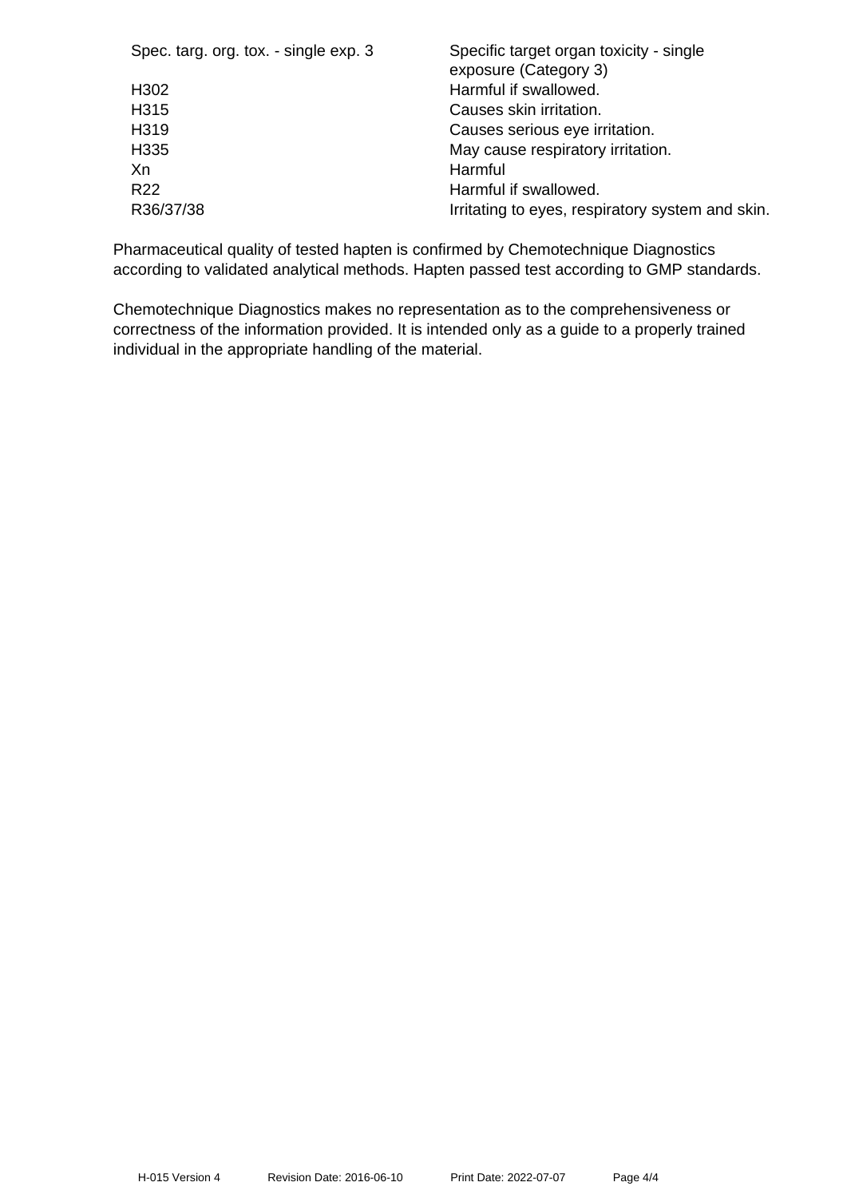| | |
|---|---|
| Spec. targ. org. tox. - single exp. 3 | Specific target organ toxicity - single exposure (Category 3) |
| H302 | Harmful if swallowed. |
| H315 | Causes skin irritation. |
| H319 | Causes serious eye irritation. |
| H335 | May cause respiratory irritation. |
| Xn | Harmful |
| R22 | Harmful if swallowed. |
| R36/37/38 | Irritating to eyes, respiratory system and skin. |

Pharmaceutical quality of tested hapten is confirmed by Chemotechnique Diagnostics according to validated analytical methods. Hapten passed test according to GMP standards.

Chemotechnique Diagnostics makes no representation as to the comprehensiveness or correctness of the information provided. It is intended only as a guide to a properly trained individual in the appropriate handling of the material.